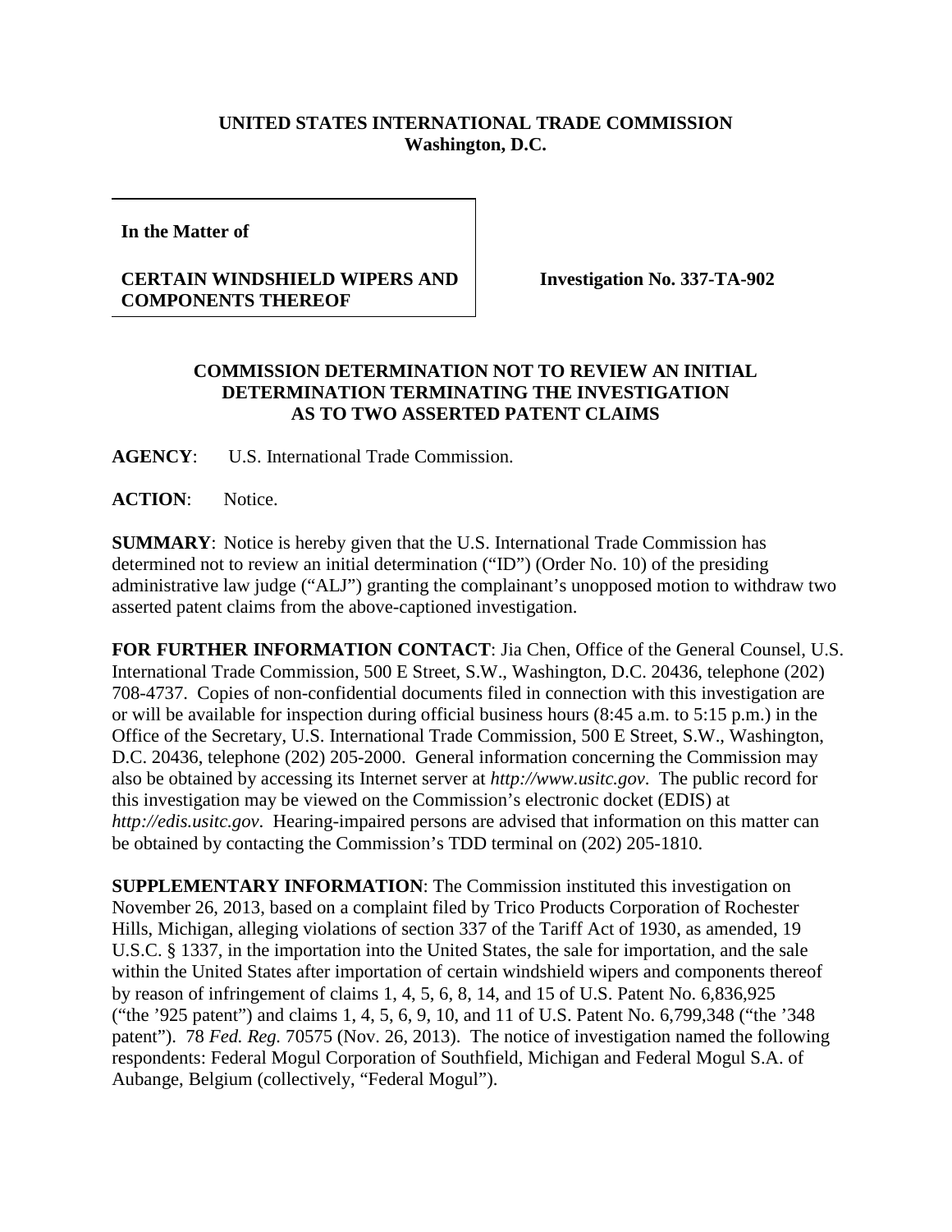**UNITED STATES INTERNATIONAL TRADE COMMISSION**
**Washington, D.C.**

**In the Matter of**

**CERTAIN WINDSHIELD WIPERS AND COMPONENTS THEREOF**

**Investigation No. 337-TA-902**

**COMMISSION DETERMINATION NOT TO REVIEW AN INITIAL DETERMINATION TERMINATING THE INVESTIGATION AS TO TWO ASSERTED PATENT CLAIMS**

**AGENCY**: U.S. International Trade Commission.

**ACTION**: Notice.

**SUMMARY**: Notice is hereby given that the U.S. International Trade Commission has determined not to review an initial determination ("ID") (Order No. 10) of the presiding administrative law judge ("ALJ") granting the complainant's unopposed motion to withdraw two asserted patent claims from the above-captioned investigation.

**FOR FURTHER INFORMATION CONTACT**: Jia Chen, Office of the General Counsel, U.S. International Trade Commission, 500 E Street, S.W., Washington, D.C. 20436, telephone (202) 708-4737. Copies of non-confidential documents filed in connection with this investigation are or will be available for inspection during official business hours (8:45 a.m. to 5:15 p.m.) in the Office of the Secretary, U.S. International Trade Commission, 500 E Street, S.W., Washington, D.C. 20436, telephone (202) 205-2000. General information concerning the Commission may also be obtained by accessing its Internet server at *http://www.usitc.gov*. The public record for this investigation may be viewed on the Commission's electronic docket (EDIS) at *http://edis.usitc.gov*. Hearing-impaired persons are advised that information on this matter can be obtained by contacting the Commission's TDD terminal on (202) 205-1810.

**SUPPLEMENTARY INFORMATION**: The Commission instituted this investigation on November 26, 2013, based on a complaint filed by Trico Products Corporation of Rochester Hills, Michigan, alleging violations of section 337 of the Tariff Act of 1930, as amended, 19 U.S.C. § 1337, in the importation into the United States, the sale for importation, and the sale within the United States after importation of certain windshield wipers and components thereof by reason of infringement of claims 1, 4, 5, 6, 8, 14, and 15 of U.S. Patent No. 6,836,925 ("the '925 patent") and claims 1, 4, 5, 6, 9, 10, and 11 of U.S. Patent No. 6,799,348 ("the '348 patent"). 78 *Fed. Reg.* 70575 (Nov. 26, 2013). The notice of investigation named the following respondents: Federal Mogul Corporation of Southfield, Michigan and Federal Mogul S.A. of Aubange, Belgium (collectively, "Federal Mogul").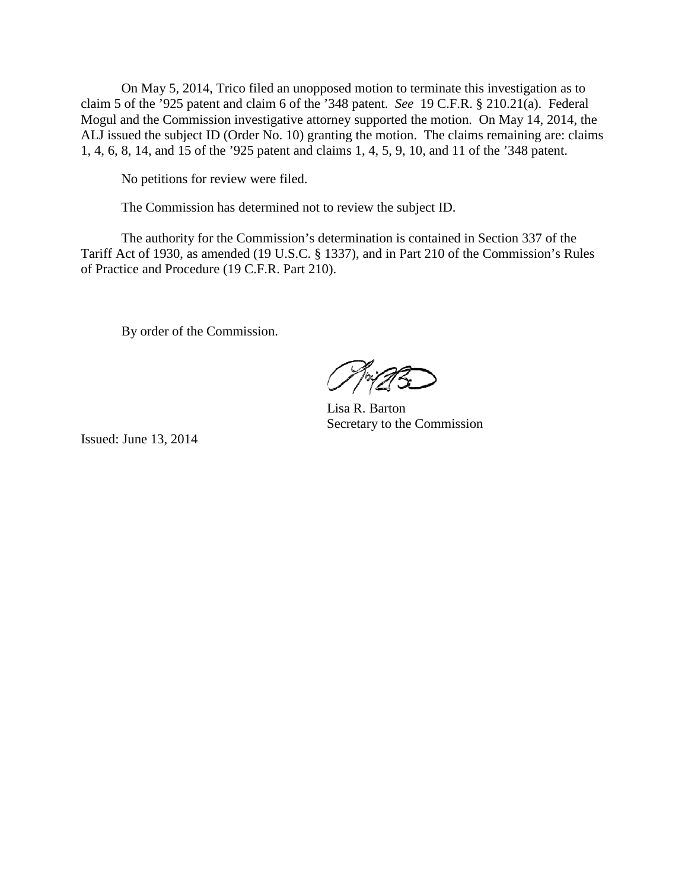On May 5, 2014, Trico filed an unopposed motion to terminate this investigation as to claim 5 of the ’925 patent and claim 6 of the ’348 patent. *See* 19 C.F.R. § 210.21(a). Federal Mogul and the Commission investigative attorney supported the motion. On May 14, 2014, the ALJ issued the subject ID (Order No. 10) granting the motion. The claims remaining are: claims 1, 4, 6, 8, 14, and 15 of the ’925 patent and claims 1, 4, 5, 9, 10, and 11 of the ’348 patent.

No petitions for review were filed.

The Commission has determined not to review the subject ID.

The authority for the Commission’s determination is contained in Section 337 of the Tariff Act of 1930, as amended (19 U.S.C. § 1337), and in Part 210 of the Commission’s Rules of Practice and Procedure (19 C.F.R. Part 210).

By order of the Commission.

Lisa R. Barton
Secretary to the Commission

Issued: June 13, 2014